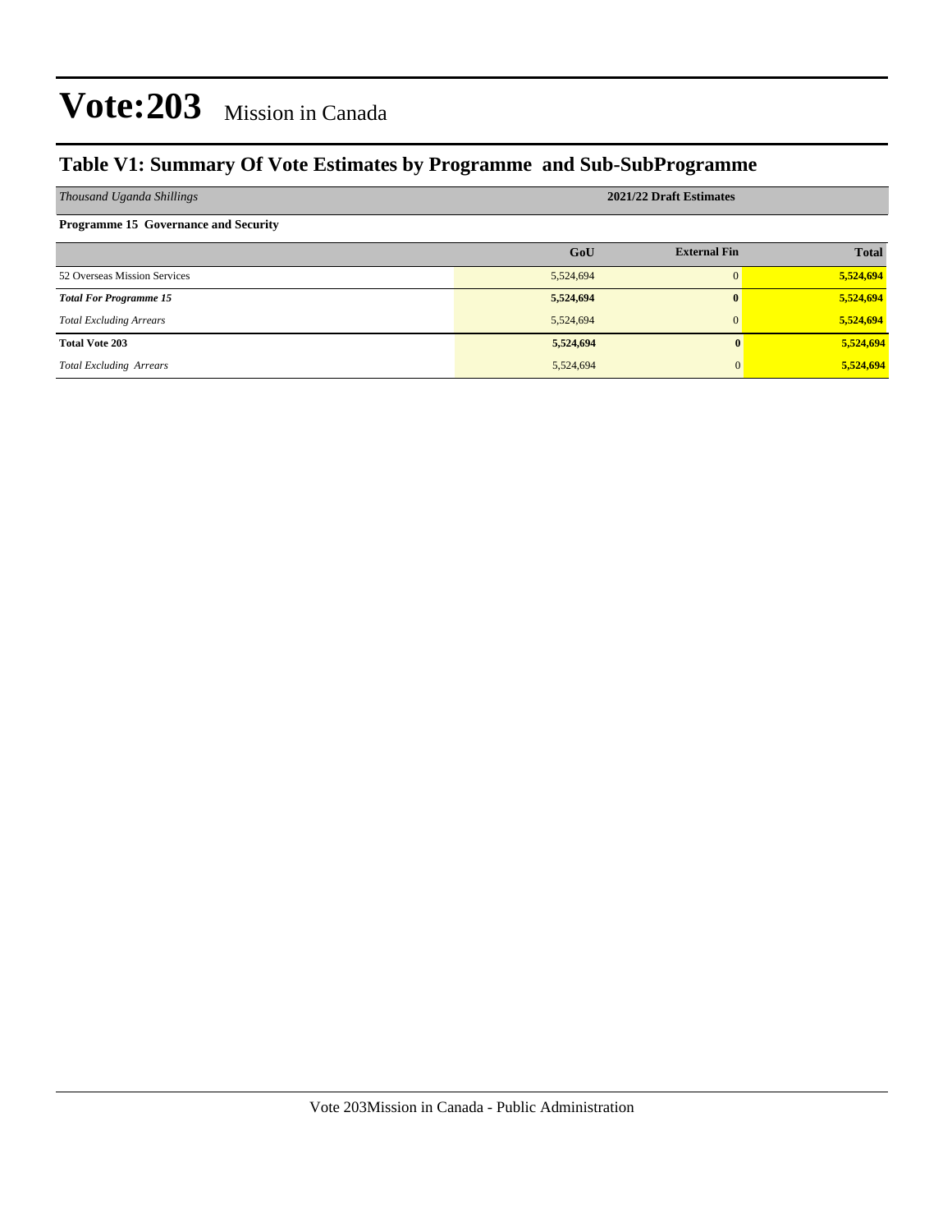# Vote:203 Mission in Canada

## Table V1: Summary Of Vote Estimates by Programme and Sub-SubProgramme

| *Thousand Uganda Shillings* | 2021/22 Draft Estimates | | |
|---|---|---|---|
| **Programme 15 Governance and Security** | | | |
| | **GoU** | **External Fin** | **Total** |
| 52 Overseas Mission Services | 5,524,694 | 0 | **5,524,694** |
| ***Total For Programme 15*** | **5,524,694** | **0** | **5,524,694** |
| *Total Excluding Arrears* | 5,524,694 | 0 | **5,524,694** |
| **Total Vote 203** | **5,524,694** | **0** | **5,524,694** |
| *Total Excluding Arrears* | 5,524,694 | 0 | **5,524,694** |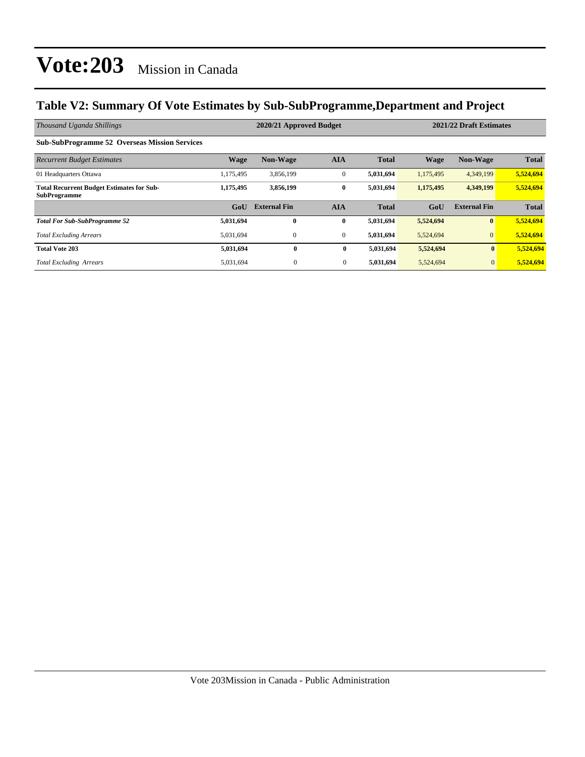# Vote:203 Mission in Canada

## Table V2: Summary Of Vote Estimates by Sub-SubProgramme,Department and Project

| *Thousand Uganda Shillings* | 2020/21 Approved Budget | | | | 2021/22 Draft Estimates | | |
|---|---|---|---|---|---|---|---|
| **Sub-SubProgramme 52 Overseas Mission Services** | | | | | | | |
| *Recurrent Budget Estimates* | **Wage** | **Non-Wage** | **AIA** | **Total** | **Wage** | **Non-Wage** | **Total** |
| 01 Headquarters Ottawa | 1,175,495 | 3,856,199 | 0 | **5,031,694** | 1,175,495 | 4,349,199 | **5,524,694** |
| **Total Recurrent Budget Estimates for Sub-SubProgramme** | **1,175,495** | **3,856,199** | **0** | **5,031,694** | **1,175,495** | **4,349,199** | **5,524,694** |
| | **GoU** | **External Fin** | **AIA** | **Total** | **GoU** | **External Fin** | **Total** |
| ***Total For Sub-SubProgramme 52*** | **5,031,694** | **0** | **0** | **5,031,694** | **5,524,694** | **0** | **5,524,694** |
| *Total Excluding Arrears* | 5,031,694 | 0 | 0 | **5,031,694** | 5,524,694 | 0 | **5,524,694** |
| **Total Vote 203** | **5,031,694** | **0** | **0** | **5,031,694** | **5,524,694** | **0** | **5,524,694** |
| *Total Excluding Arrears* | 5,031,694 | 0 | 0 | **5,031,694** | 5,524,694 | 0 | **5,524,694** |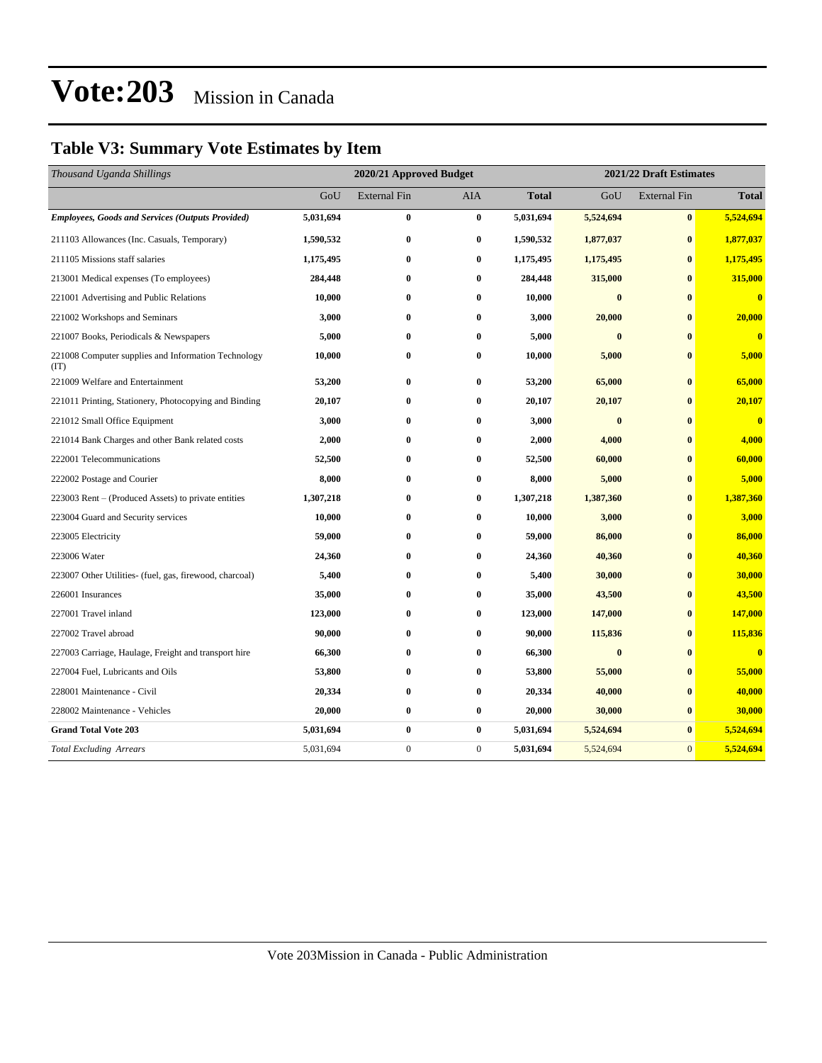# Vote:203 Mission in Canada

## Table V3: Summary Vote Estimates by Item

| *Thousand Uganda Shillings* | 2020/21 Approved Budget | | | | 2021/22 Draft Estimates | | |
|---|---|---|---|---|---|---|---|
| | GoU | External Fin | AIA | **Total** | GoU | External Fin | **Total** |
| ***Employees, Goods and Services (Outputs Provided)*** | **5,031,694** | **0** | **0** | **5,031,694** | **5,524,694** | **0** | **5,524,694** |
| 211103 Allowances (Inc. Casuals, Temporary) | **1,590,532** | **0** | **0** | **1,590,532** | **1,877,037** | **0** | **1,877,037** |
| 211105 Missions staff salaries | **1,175,495** | **0** | **0** | **1,175,495** | **1,175,495** | **0** | **1,175,495** |
| 213001 Medical expenses (To employees) | **284,448** | **0** | **0** | **284,448** | **315,000** | **0** | **315,000** |
| 221001 Advertising and Public Relations | **10,000** | **0** | **0** | **10,000** | **0** | **0** | **0** |
| 221002 Workshops and Seminars | **3,000** | **0** | **0** | **3,000** | **20,000** | **0** | **20,000** |
| 221007 Books, Periodicals & Newspapers | **5,000** | **0** | **0** | **5,000** | **0** | **0** | **0** |
| 221008 Computer supplies and Information Technology (IT) | **10,000** | **0** | **0** | **10,000** | **5,000** | **0** | **5,000** |
| 221009 Welfare and Entertainment | **53,200** | **0** | **0** | **53,200** | **65,000** | **0** | **65,000** |
| 221011 Printing, Stationery, Photocopying and Binding | **20,107** | **0** | **0** | **20,107** | **20,107** | **0** | **20,107** |
| 221012 Small Office Equipment | **3,000** | **0** | **0** | **3,000** | **0** | **0** | **0** |
| 221014 Bank Charges and other Bank related costs | **2,000** | **0** | **0** | **2,000** | **4,000** | **0** | **4,000** |
| 222001 Telecommunications | **52,500** | **0** | **0** | **52,500** | **60,000** | **0** | **60,000** |
| 222002 Postage and Courier | **8,000** | **0** | **0** | **8,000** | **5,000** | **0** | **5,000** |
| 223003 Rent – (Produced Assets) to private entities | **1,307,218** | **0** | **0** | **1,307,218** | **1,387,360** | **0** | **1,387,360** |
| 223004 Guard and Security services | **10,000** | **0** | **0** | **10,000** | **3,000** | **0** | **3,000** |
| 223005 Electricity | **59,000** | **0** | **0** | **59,000** | **86,000** | **0** | **86,000** |
| 223006 Water | **24,360** | **0** | **0** | **24,360** | **40,360** | **0** | **40,360** |
| 223007 Other Utilities- (fuel, gas, firewood, charcoal) | **5,400** | **0** | **0** | **5,400** | **30,000** | **0** | **30,000** |
| 226001 Insurances | **35,000** | **0** | **0** | **35,000** | **43,500** | **0** | **43,500** |
| 227001 Travel inland | **123,000** | **0** | **0** | **123,000** | **147,000** | **0** | **147,000** |
| 227002 Travel abroad | **90,000** | **0** | **0** | **90,000** | **115,836** | **0** | **115,836** |
| 227003 Carriage, Haulage, Freight and transport hire | **66,300** | **0** | **0** | **66,300** | **0** | **0** | **0** |
| 227004 Fuel, Lubricants and Oils | **53,800** | **0** | **0** | **53,800** | **55,000** | **0** | **55,000** |
| 228001 Maintenance - Civil | **20,334** | **0** | **0** | **20,334** | **40,000** | **0** | **40,000** |
| 228002 Maintenance - Vehicles | **20,000** | **0** | **0** | **20,000** | **30,000** | **0** | **30,000** |
| **Grand Total Vote 203** | **5,031,694** | **0** | **0** | **5,031,694** | **5,524,694** | **0** | **5,524,694** |
| *Total Excluding Arrears* | 5,031,694 | 0 | 0 | **5,031,694** | 5,524,694 | 0 | **5,524,694** |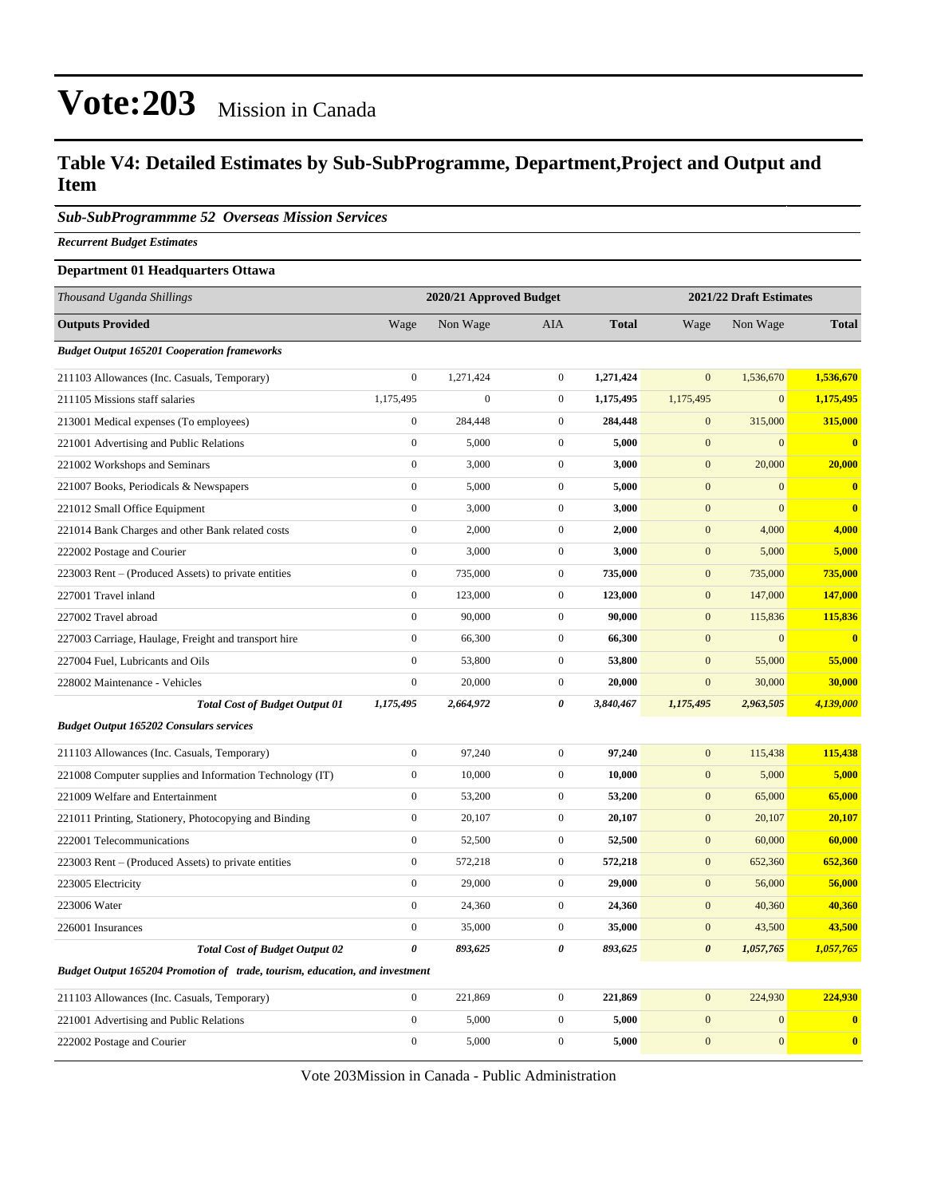# Vote:203 Mission in Canada

## Table V4: Detailed Estimates by Sub-SubProgramme, Department,Project and Output and Item

### *Sub-SubProgrammme 52 Overseas Mission Services*

***Recurrent Budget Estimates***

**Department 01 Headquarters Ottawa**

| *Thousand Uganda Shillings* | 2020/21 Approved Budget | | | | 2021/22 Draft Estimates | | |
|---|---|---|---|---|---|---|---|
| **Outputs Provided** | Wage | Non Wage | AIA | **Total** | Wage | Non Wage | **Total** |
| ***Budget Output 165201 Cooperation frameworks*** | | | | | | | |
| 211103 Allowances (Inc. Casuals, Temporary) | 0 | 1,271,424 | 0 | **1,271,424** | 0 | 1,536,670 | **1,536,670** |
| 211105 Missions staff salaries | 1,175,495 | 0 | 0 | **1,175,495** | 1,175,495 | 0 | **1,175,495** |
| 213001 Medical expenses (To employees) | 0 | 284,448 | 0 | **284,448** | 0 | 315,000 | **315,000** |
| 221001 Advertising and Public Relations | 0 | 5,000 | 0 | **5,000** | 0 | 0 | **0** |
| 221002 Workshops and Seminars | 0 | 3,000 | 0 | **3,000** | 0 | 20,000 | **20,000** |
| 221007 Books, Periodicals & Newspapers | 0 | 5,000 | 0 | **5,000** | 0 | 0 | **0** |
| 221012 Small Office Equipment | 0 | 3,000 | 0 | **3,000** | 0 | 0 | **0** |
| 221014 Bank Charges and other Bank related costs | 0 | 2,000 | 0 | **2,000** | 0 | 4,000 | **4,000** |
| 222002 Postage and Courier | 0 | 3,000 | 0 | **3,000** | 0 | 5,000 | **5,000** |
| 223003 Rent – (Produced Assets) to private entities | 0 | 735,000 | 0 | **735,000** | 0 | 735,000 | **735,000** |
| 227001 Travel inland | 0 | 123,000 | 0 | **123,000** | 0 | 147,000 | **147,000** |
| 227002 Travel abroad | 0 | 90,000 | 0 | **90,000** | 0 | 115,836 | **115,836** |
| 227003 Carriage, Haulage, Freight and transport hire | 0 | 66,300 | 0 | **66,300** | 0 | 0 | **0** |
| 227004 Fuel, Lubricants and Oils | 0 | 53,800 | 0 | **53,800** | 0 | 55,000 | **55,000** |
| 228002 Maintenance - Vehicles | 0 | 20,000 | 0 | **20,000** | 0 | 30,000 | **30,000** |
| ***Total Cost of Budget Output 01*** | ***1,175,495*** | ***2,664,972*** | ***0*** | ***3,840,467*** | ***1,175,495*** | ***2,963,505*** | ***4,139,000*** |
| ***Budget Output 165202 Consulars services*** | | | | | | | |
| 211103 Allowances (Inc. Casuals, Temporary) | 0 | 97,240 | 0 | **97,240** | 0 | 115,438 | **115,438** |
| 221008 Computer supplies and Information Technology (IT) | 0 | 10,000 | 0 | **10,000** | 0 | 5,000 | **5,000** |
| 221009 Welfare and Entertainment | 0 | 53,200 | 0 | **53,200** | 0 | 65,000 | **65,000** |
| 221011 Printing, Stationery, Photocopying and Binding | 0 | 20,107 | 0 | **20,107** | 0 | 20,107 | **20,107** |
| 222001 Telecommunications | 0 | 52,500 | 0 | **52,500** | 0 | 60,000 | **60,000** |
| 223003 Rent – (Produced Assets) to private entities | 0 | 572,218 | 0 | **572,218** | 0 | 652,360 | **652,360** |
| 223005 Electricity | 0 | 29,000 | 0 | **29,000** | 0 | 56,000 | **56,000** |
| 223006 Water | 0 | 24,360 | 0 | **24,360** | 0 | 40,360 | **40,360** |
| 226001 Insurances | 0 | 35,000 | 0 | **35,000** | 0 | 43,500 | **43,500** |
| ***Total Cost of Budget Output 02*** | ***0*** | ***893,625*** | ***0*** | ***893,625*** | ***0*** | ***1,057,765*** | ***1,057,765*** |
| ***Budget Output 165204 Promotion of trade, tourism, education, and investment*** | | | | | | | |
| 211103 Allowances (Inc. Casuals, Temporary) | 0 | 221,869 | 0 | **221,869** | 0 | 224,930 | **224,930** |
| 221001 Advertising and Public Relations | 0 | 5,000 | 0 | **5,000** | 0 | 0 | **0** |
| 222002 Postage and Courier | 0 | 5,000 | 0 | **5,000** | 0 | 0 | **0** |

Vote 203Mission in Canada - Public Administration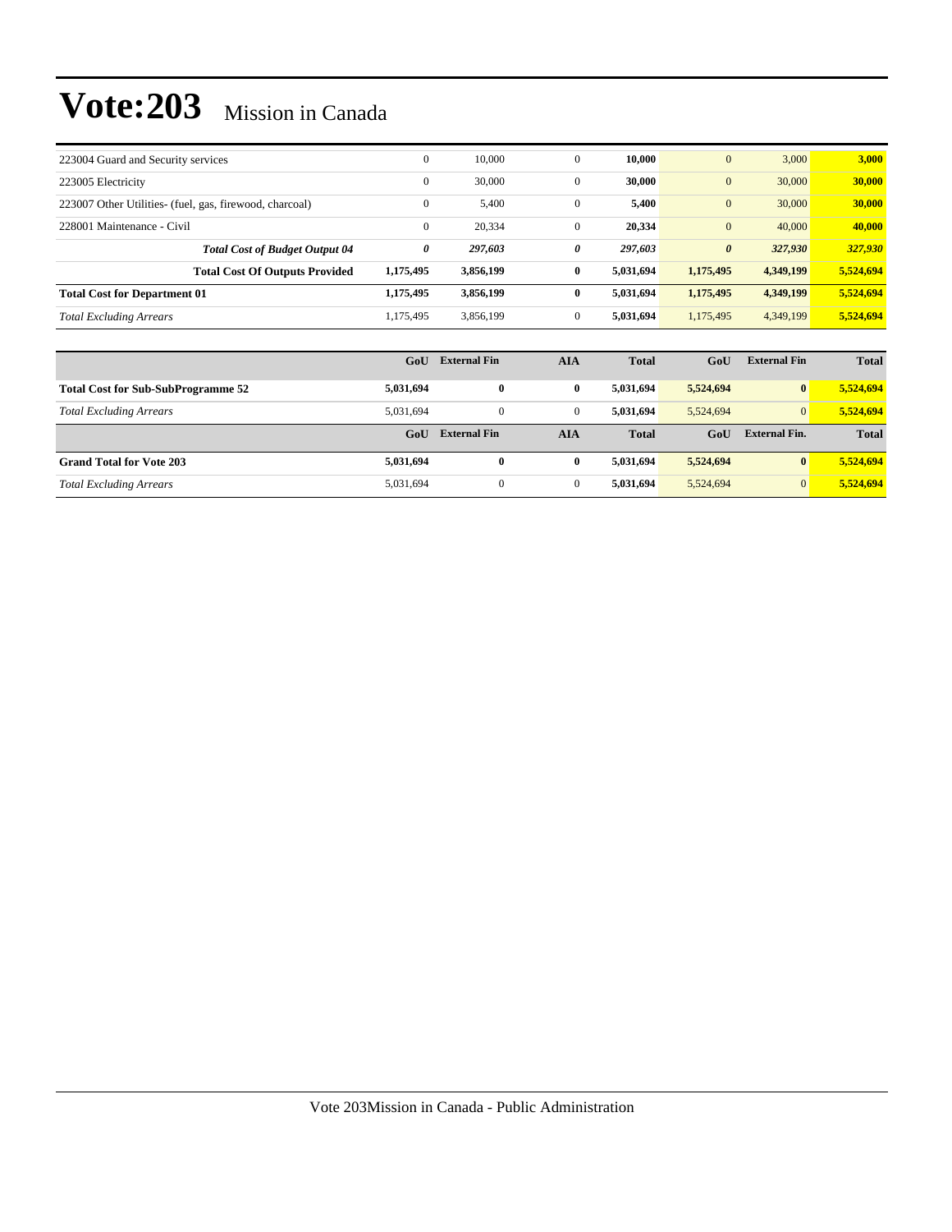# Vote:203 Mission in Canada

| | | | | | | | |
|---|---|---|---|---|---|---|---|
| 223004 Guard and Security services | 0 | 10,000 | 0 | **10,000** | 0 | 3,000 | **3,000** |
| 223005 Electricity | 0 | 30,000 | 0 | **30,000** | 0 | 30,000 | **30,000** |
| 223007 Other Utilities- (fuel, gas, firewood, charcoal) | 0 | 5,400 | 0 | **5,400** | 0 | 30,000 | **30,000** |
| 228001 Maintenance - Civil | 0 | 20,334 | 0 | **20,334** | 0 | 40,000 | **40,000** |
| ***Total Cost of Budget Output 04*** | ***0*** | ***297,603*** | ***0*** | ***297,603*** | ***0*** | ***327,930*** | ***327,930*** |
| **Total Cost Of Outputs Provided** | **1,175,495** | **3,856,199** | **0** | **5,031,694** | **1,175,495** | **4,349,199** | **5,524,694** |
| **Total Cost for Department 01** | **1,175,495** | **3,856,199** | **0** | **5,031,694** | **1,175,495** | **4,349,199** | **5,524,694** |
| *Total Excluding Arrears* | 1,175,495 | 3,856,199 | 0 | **5,031,694** | 1,175,495 | 4,349,199 | **5,524,694** |

| | GoU | External Fin | AIA | Total | GoU | External Fin | Total |
|---|---|---|---|---|---|---|---|
| **Total Cost for Sub-SubProgramme 52** | **5,031,694** | **0** | **0** | **5,031,694** | **5,524,694** | **0** | **5,524,694** |
| *Total Excluding Arrears* | 5,031,694 | 0 | 0 | **5,031,694** | 5,524,694 | 0 | **5,524,694** |
| | **GoU** | **External Fin** | **AIA** | **Total** | **GoU** | **External Fin.** | **Total** |
| **Grand Total for Vote 203** | **5,031,694** | **0** | **0** | **5,031,694** | **5,524,694** | **0** | **5,524,694** |
| *Total Excluding Arrears* | 5,031,694 | 0 | 0 | **5,031,694** | 5,524,694 | 0 | **5,524,694** |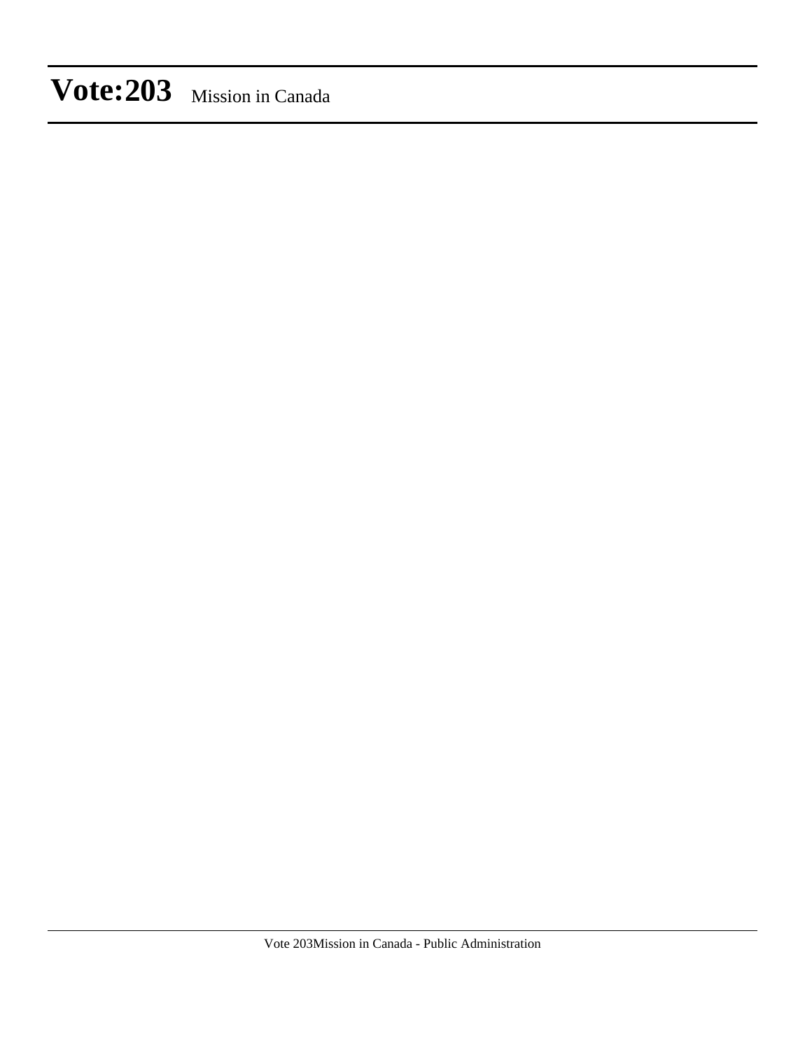# Vote:203 Mission in Canada